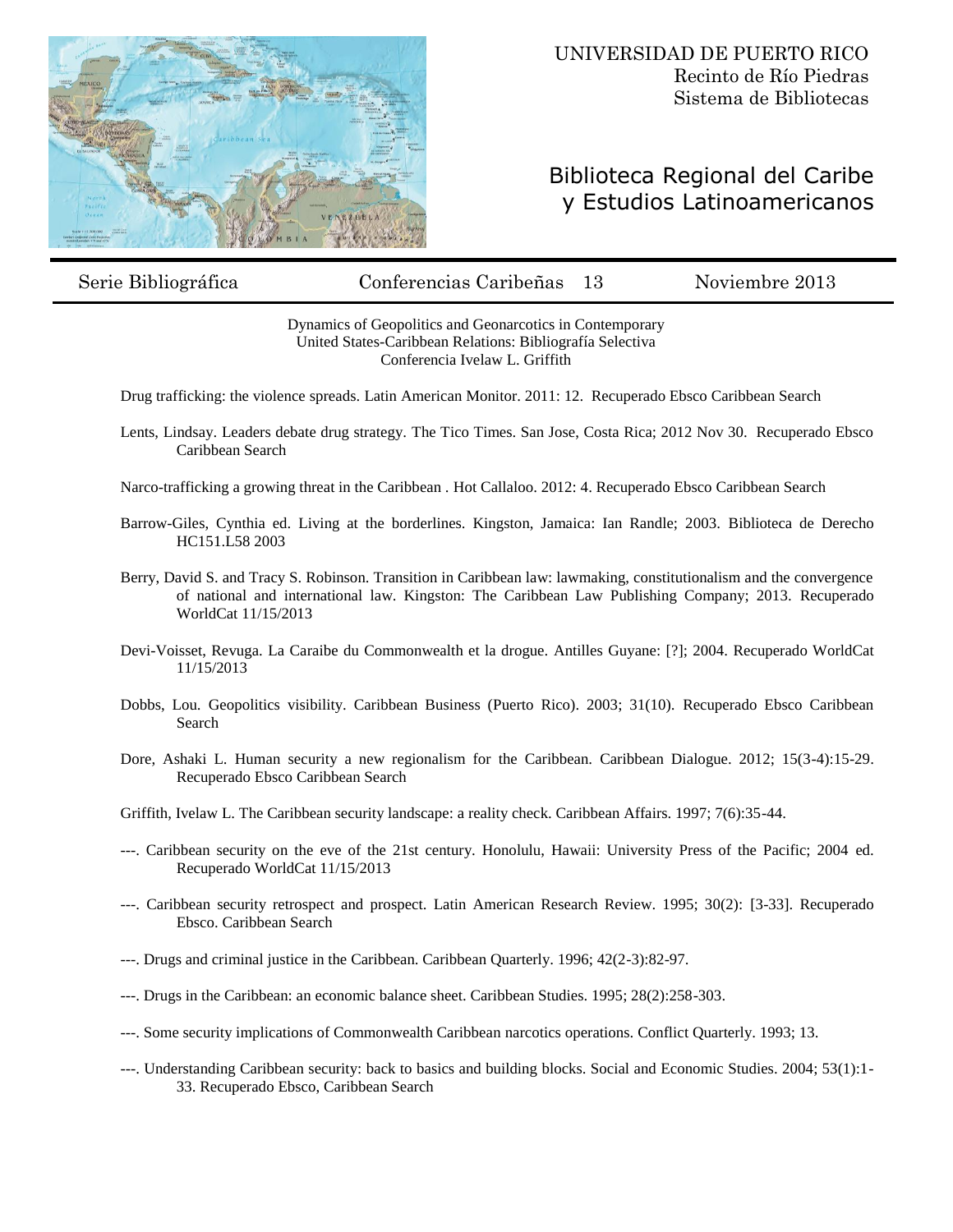UNIVERSIDAD DE PUERTO RICO
Recinto de Río Piedras
Sistema de Bibliotecas

# Biblioteca Regional del Caribe y Estudios Latinoamericanos

Serie Bibliográfica | Conferencias Caribeñas 13 | Noviembre 2013

## Dynamics of Geopolitics and Geonarcotics in Contemporary United States-Caribbean Relations: Bibliografía Selectiva
### Conferencia Ivelaw L. Griffith

Drug trafficking: the violence spreads. Latin American Monitor. 2011: 12. Recuperado Ebsco Caribbean Search

Lents, Lindsay. Leaders debate drug strategy. The Tico Times. San Jose, Costa Rica; 2012 Nov 30. Recuperado Ebsco Caribbean Search

Narco-trafficking a growing threat in the Caribbean . Hot Callaloo. 2012: 4. Recuperado Ebsco Caribbean Search

Barrow-Giles, Cynthia ed. Living at the borderlines. Kingston, Jamaica: Ian Randle; 2003. Biblioteca de Derecho HC151.L58 2003

Berry, David S. and Tracy S. Robinson. Transition in Caribbean law: lawmaking, constitutionalism and the convergence of national and international law. Kingston: The Caribbean Law Publishing Company; 2013. Recuperado WorldCat 11/15/2013

Devi-Voisset, Revuga. La Caraibe du Commonwealth et la drogue. Antilles Guyane: [?]; 2004. Recuperado WorldCat 11/15/2013

Dobbs, Lou. Geopolitics visibility. Caribbean Business (Puerto Rico). 2003; 31(10). Recuperado Ebsco Caribbean Search

Dore, Ashaki L. Human security a new regionalism for the Caribbean. Caribbean Dialogue. 2012; 15(3-4):15-29. Recuperado Ebsco Caribbean Search

Griffith, Ivelaw L. The Caribbean security landscape: a reality check. Caribbean Affairs. 1997; 7(6):35-44.

---. Caribbean security on the eve of the 21st century. Honolulu, Hawaii: University Press of the Pacific; 2004 ed. Recuperado WorldCat 11/15/2013

---. Caribbean security retrospect and prospect. Latin American Research Review. 1995; 30(2): [3-33]. Recuperado Ebsco. Caribbean Search

---. Drugs and criminal justice in the Caribbean. Caribbean Quarterly. 1996; 42(2-3):82-97.

---. Drugs in the Caribbean: an economic balance sheet. Caribbean Studies. 1995; 28(2):258-303.

---. Some security implications of Commonwealth Caribbean narcotics operations. Conflict Quarterly. 1993; 13.

---. Understanding Caribbean security: back to basics and building blocks. Social and Economic Studies. 2004; 53(1):1-33. Recuperado Ebsco, Caribbean Search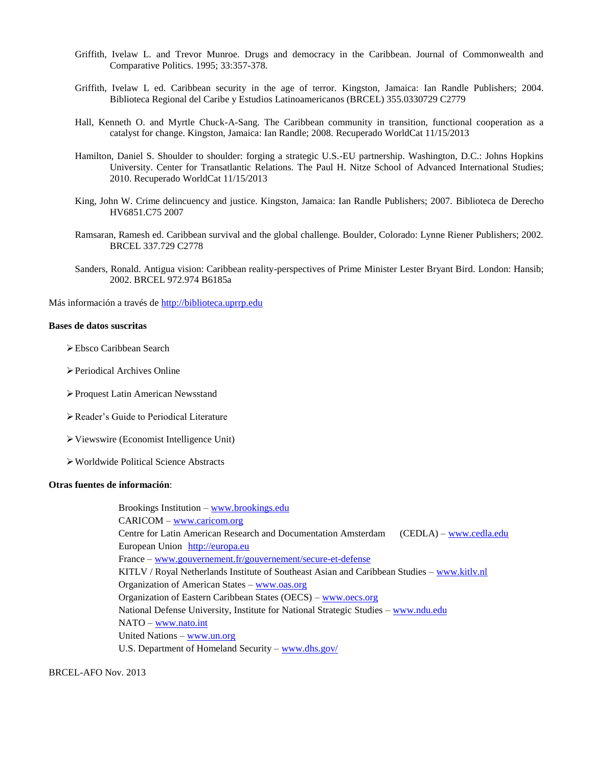Griffith, Ivelaw L. and Trevor Munroe. Drugs and democracy in the Caribbean. Journal of Commonwealth and Comparative Politics. 1995; 33:357-378.

Griffith, Ivelaw L ed. Caribbean security in the age of terror. Kingston, Jamaica: Ian Randle Publishers; 2004. Biblioteca Regional del Caribe y Estudios Latinoamericanos (BRCEL) 355.0330729 C2779

Hall, Kenneth O. and Myrtle Chuck-A-Sang. The Caribbean community in transition, functional cooperation as a catalyst for change. Kingston, Jamaica: Ian Randle; 2008. Recuperado WorldCat 11/15/2013

Hamilton, Daniel S. Shoulder to shoulder: forging a strategic U.S.-EU partnership. Washington, D.C.: Johns Hopkins University. Center for Transatlantic Relations. The Paul H. Nitze School of Advanced International Studies; 2010. Recuperado WorldCat 11/15/2013

King, John W. Crime delincuency and justice. Kingston, Jamaica: Ian Randle Publishers; 2007. Biblioteca de Derecho HV6851.C75 2007

Ramsaran, Ramesh ed. Caribbean survival and the global challenge. Boulder, Colorado: Lynne Riener Publishers; 2002. BRCEL 337.729 C2778

Sanders, Ronald. Antigua vision: Caribbean reality-perspectives of Prime Minister Lester Bryant Bird. London: Hansib; 2002. BRCEL 972.974 B6185a

Más información a través de http://biblioteca.uprrp.edu

**Bases de datos suscritas**

- Ebsco Caribbean Search
- Periodical Archives Online
- Proquest Latin American Newsstand
- Reader's Guide to Periodical Literature
- Viewswire (Economist Intelligence Unit)
- Worldwide Political Science Abstracts

**Otras fuentes de información**:

Brookings Institution – www.brookings.edu
CARICOM – www.caricom.org
Centre for Latin American Research and Documentation Amsterdam (CEDLA) – www.cedla.edu
European Union http://europa.eu
France – www.gouvernement.fr/gouvernement/secure-et-defense
KITLV / Royal Netherlands Institute of Southeast Asian and Caribbean Studies – www.kitlv.nl
Organization of American States – www.oas.org
Organization of Eastern Caribbean States (OECS) – www.oecs.org
National Defense University, Institute for National Strategic Studies – www.ndu.edu
NATO – www.nato.int
United Nations – www.un.org
U.S. Department of Homeland Security – www.dhs.gov/

BRCEL-AFO Nov. 2013